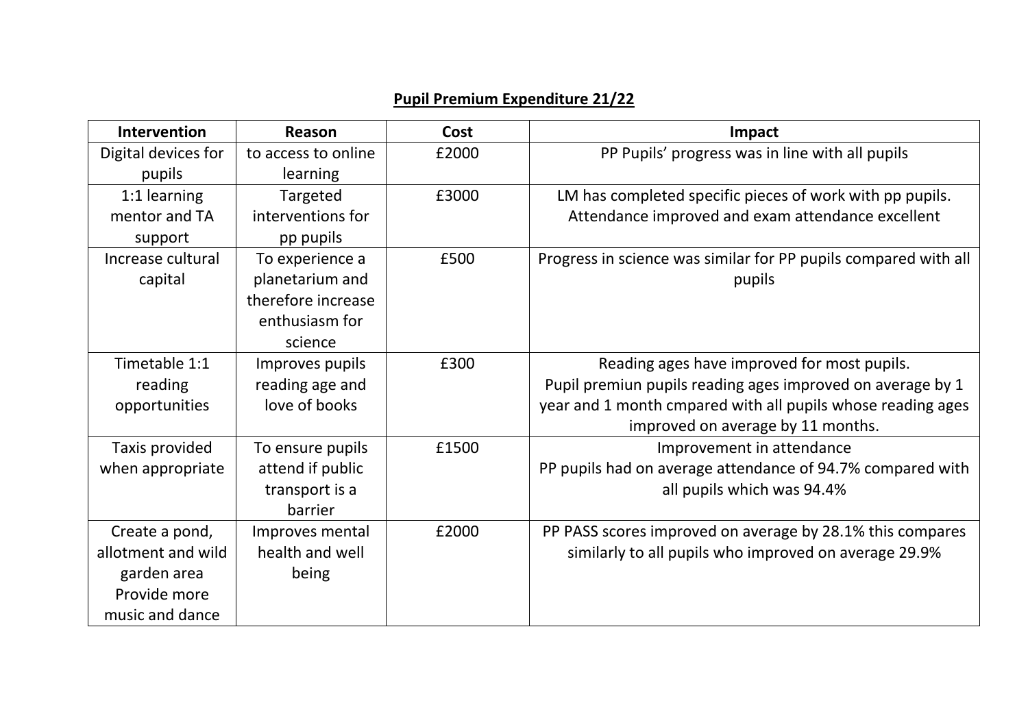**Pupil Premium Expenditure 21/22**

| Intervention | Reason | Cost | Impact |
|---|---|---|---|
| Digital devices for pupils | to access to online learning | £2000 | PP Pupils' progress was in line with all pupils |
| 1:1 learning mentor and TA support | Targeted interventions for pp pupils | £3000 | LM has completed specific pieces of work with pp pupils. Attendance improved and exam attendance excellent |
| Increase cultural capital | To experience a planetarium and therefore increase enthusiasm for science | £500 | Progress in science was similar for PP pupils compared with all pupils |
| Timetable 1:1 reading opportunities | Improves pupils reading age and love of books | £300 | Reading ages have improved for most pupils. Pupil premiun pupils reading ages improved on average by 1 year and 1 month cmpared with all pupils whose reading ages improved on average by 11 months. |
| Taxis provided when appropriate | To ensure pupils attend if public transport is a barrier | £1500 | Improvement in attendance PP pupils had on average attendance of 94.7% compared with all pupils which was 94.4% |
| Create a pond, allotment and wild garden area Provide more music and dance | Improves mental health and well being | £2000 | PP PASS scores improved on average by 28.1% this compares similarly to all pupils who improved on average 29.9% |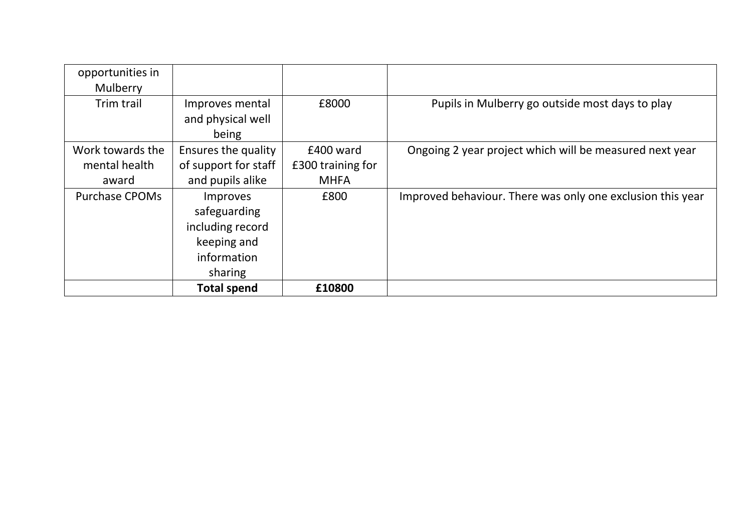| | | | |
|---|---|---|---|
| opportunities in Mulberry | | | |
| Trim trail | Improves mental and physical well being | £8000 | Pupils in Mulberry go outside most days to play |
| Work towards the mental health award | Ensures the quality of support for staff and pupils alike | £400 ward<br>£300 training for MHFA | Ongoing 2 year project which will be measured next year |
| Purchase CPOMs | Improves safeguarding including record keeping and information sharing | £800 | Improved behaviour. There was only one exclusion this year |
| | **Total spend** | **£10800** | |